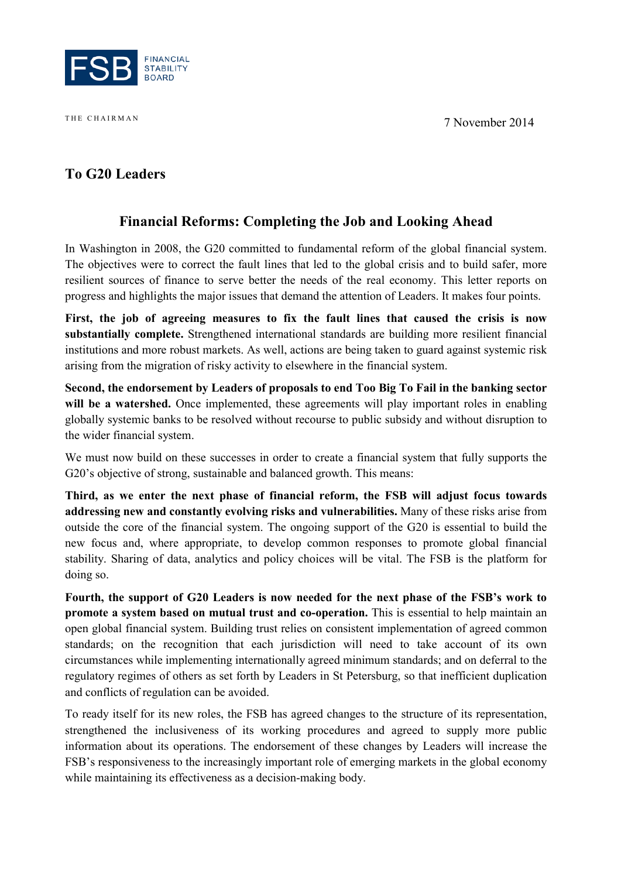FSB FINANCIAL STABILITY BOARD

THE CHAIRMAN

7 November 2014

**To G20 Leaders**

## Financial Reforms: Completing the Job and Looking Ahead

In Washington in 2008, the G20 committed to fundamental reform of the global financial system. The objectives were to correct the fault lines that led to the global crisis and to build safer, more resilient sources of finance to serve better the needs of the real economy. This letter reports on progress and highlights the major issues that demand the attention of Leaders. It makes four points.

**First, the job of agreeing measures to fix the fault lines that caused the crisis is now substantially complete.** Strengthened international standards are building more resilient financial institutions and more robust markets. As well, actions are being taken to guard against systemic risk arising from the migration of risky activity to elsewhere in the financial system.

**Second, the endorsement by Leaders of proposals to end Too Big To Fail in the banking sector will be a watershed.** Once implemented, these agreements will play important roles in enabling globally systemic banks to be resolved without recourse to public subsidy and without disruption to the wider financial system.

We must now build on these successes in order to create a financial system that fully supports the G20's objective of strong, sustainable and balanced growth. This means:

**Third, as we enter the next phase of financial reform, the FSB will adjust focus towards addressing new and constantly evolving risks and vulnerabilities.** Many of these risks arise from outside the core of the financial system. The ongoing support of the G20 is essential to build the new focus and, where appropriate, to develop common responses to promote global financial stability. Sharing of data, analytics and policy choices will be vital. The FSB is the platform for doing so.

**Fourth, the support of G20 Leaders is now needed for the next phase of the FSB's work to promote a system based on mutual trust and co-operation.** This is essential to help maintain an open global financial system. Building trust relies on consistent implementation of agreed common standards; on the recognition that each jurisdiction will need to take account of its own circumstances while implementing internationally agreed minimum standards; and on deferral to the regulatory regimes of others as set forth by Leaders in St Petersburg, so that inefficient duplication and conflicts of regulation can be avoided.

To ready itself for its new roles, the FSB has agreed changes to the structure of its representation, strengthened the inclusiveness of its working procedures and agreed to supply more public information about its operations. The endorsement of these changes by Leaders will increase the FSB's responsiveness to the increasingly important role of emerging markets in the global economy while maintaining its effectiveness as a decision-making body.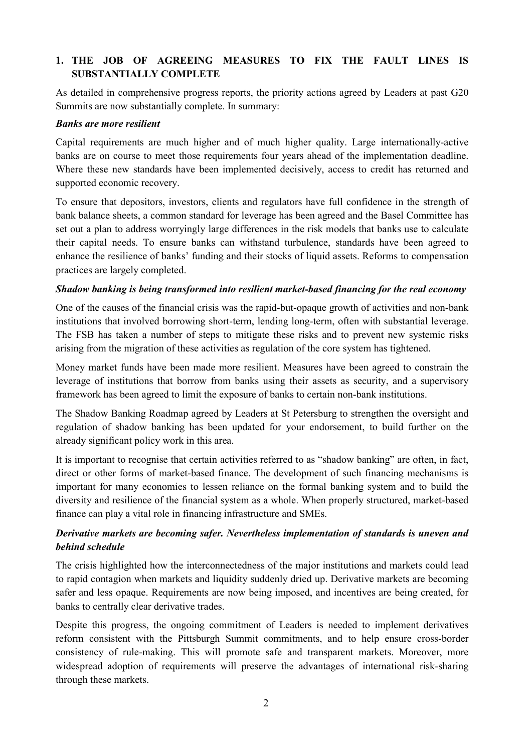## 1. THE JOB OF AGREEING MEASURES TO FIX THE FAULT LINES IS SUBSTANTIALLY COMPLETE

As detailed in comprehensive progress reports, the priority actions agreed by Leaders at past G20 Summits are now substantially complete. In summary:

### *Banks are more resilient*

Capital requirements are much higher and of much higher quality. Large internationally-active banks are on course to meet those requirements four years ahead of the implementation deadline. Where these new standards have been implemented decisively, access to credit has returned and supported economic recovery.

To ensure that depositors, investors, clients and regulators have full confidence in the strength of bank balance sheets, a common standard for leverage has been agreed and the Basel Committee has set out a plan to address worryingly large differences in the risk models that banks use to calculate their capital needs. To ensure banks can withstand turbulence, standards have been agreed to enhance the resilience of banks' funding and their stocks of liquid assets. Reforms to compensation practices are largely completed.

### *Shadow banking is being transformed into resilient market-based financing for the real economy*

One of the causes of the financial crisis was the rapid-but-opaque growth of activities and non-bank institutions that involved borrowing short-term, lending long-term, often with substantial leverage. The FSB has taken a number of steps to mitigate these risks and to prevent new systemic risks arising from the migration of these activities as regulation of the core system has tightened.

Money market funds have been made more resilient. Measures have been agreed to constrain the leverage of institutions that borrow from banks using their assets as security, and a supervisory framework has been agreed to limit the exposure of banks to certain non-bank institutions.

The Shadow Banking Roadmap agreed by Leaders at St Petersburg to strengthen the oversight and regulation of shadow banking has been updated for your endorsement, to build further on the already significant policy work in this area.

It is important to recognise that certain activities referred to as "shadow banking" are often, in fact, direct or other forms of market-based finance. The development of such financing mechanisms is important for many economies to lessen reliance on the formal banking system and to build the diversity and resilience of the financial system as a whole. When properly structured, market-based finance can play a vital role in financing infrastructure and SMEs.

### *Derivative markets are becoming safer. Nevertheless implementation of standards is uneven and behind schedule*

The crisis highlighted how the interconnectedness of the major institutions and markets could lead to rapid contagion when markets and liquidity suddenly dried up. Derivative markets are becoming safer and less opaque. Requirements are now being imposed, and incentives are being created, for banks to centrally clear derivative trades.

Despite this progress, the ongoing commitment of Leaders is needed to implement derivatives reform consistent with the Pittsburgh Summit commitments, and to help ensure cross-border consistency of rule-making. This will promote safe and transparent markets. Moreover, more widespread adoption of requirements will preserve the advantages of international risk-sharing through these markets.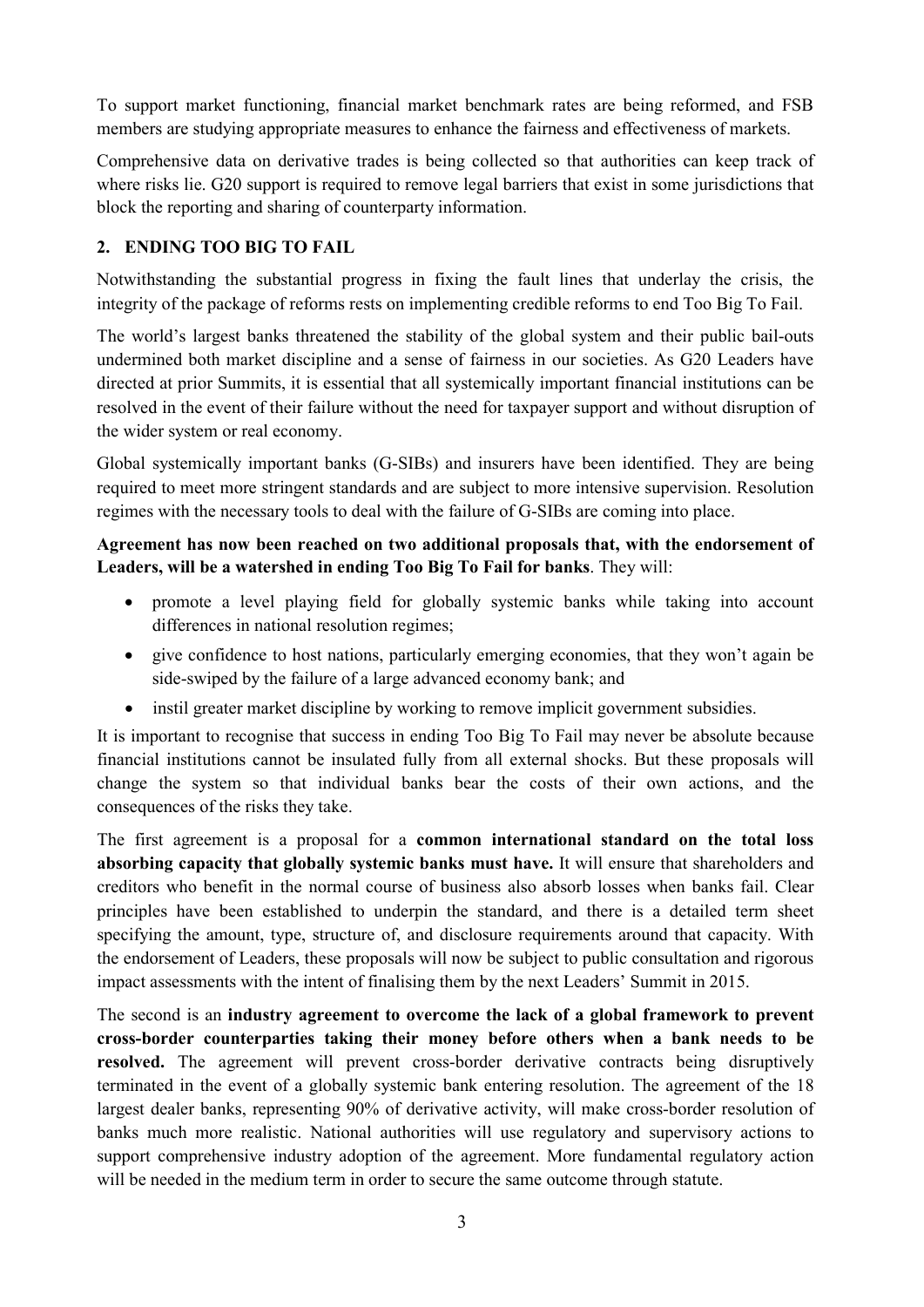To support market functioning, financial market benchmark rates are being reformed, and FSB members are studying appropriate measures to enhance the fairness and effectiveness of markets.

Comprehensive data on derivative trades is being collected so that authorities can keep track of where risks lie. G20 support is required to remove legal barriers that exist in some jurisdictions that block the reporting and sharing of counterparty information.

## 2. ENDING TOO BIG TO FAIL

Notwithstanding the substantial progress in fixing the fault lines that underlay the crisis, the integrity of the package of reforms rests on implementing credible reforms to end Too Big To Fail.

The world's largest banks threatened the stability of the global system and their public bail-outs undermined both market discipline and a sense of fairness in our societies. As G20 Leaders have directed at prior Summits, it is essential that all systemically important financial institutions can be resolved in the event of their failure without the need for taxpayer support and without disruption of the wider system or real economy.

Global systemically important banks (G-SIBs) and insurers have been identified. They are being required to meet more stringent standards and are subject to more intensive supervision. Resolution regimes with the necessary tools to deal with the failure of G-SIBs are coming into place.

**Agreement has now been reached on two additional proposals that, with the endorsement of Leaders, will be a watershed in ending Too Big To Fail for banks**. They will:

- promote a level playing field for globally systemic banks while taking into account differences in national resolution regimes;
- give confidence to host nations, particularly emerging economies, that they won't again be side-swiped by the failure of a large advanced economy bank; and
- instil greater market discipline by working to remove implicit government subsidies.

It is important to recognise that success in ending Too Big To Fail may never be absolute because financial institutions cannot be insulated fully from all external shocks. But these proposals will change the system so that individual banks bear the costs of their own actions, and the consequences of the risks they take.

The first agreement is a proposal for a **common international standard on the total loss absorbing capacity that globally systemic banks must have.** It will ensure that shareholders and creditors who benefit in the normal course of business also absorb losses when banks fail. Clear principles have been established to underpin the standard, and there is a detailed term sheet specifying the amount, type, structure of, and disclosure requirements around that capacity. With the endorsement of Leaders, these proposals will now be subject to public consultation and rigorous impact assessments with the intent of finalising them by the next Leaders' Summit in 2015.

The second is an **industry agreement to overcome the lack of a global framework to prevent cross-border counterparties taking their money before others when a bank needs to be resolved.** The agreement will prevent cross-border derivative contracts being disruptively terminated in the event of a globally systemic bank entering resolution. The agreement of the 18 largest dealer banks, representing 90% of derivative activity, will make cross-border resolution of banks much more realistic. National authorities will use regulatory and supervisory actions to support comprehensive industry adoption of the agreement. More fundamental regulatory action will be needed in the medium term in order to secure the same outcome through statute.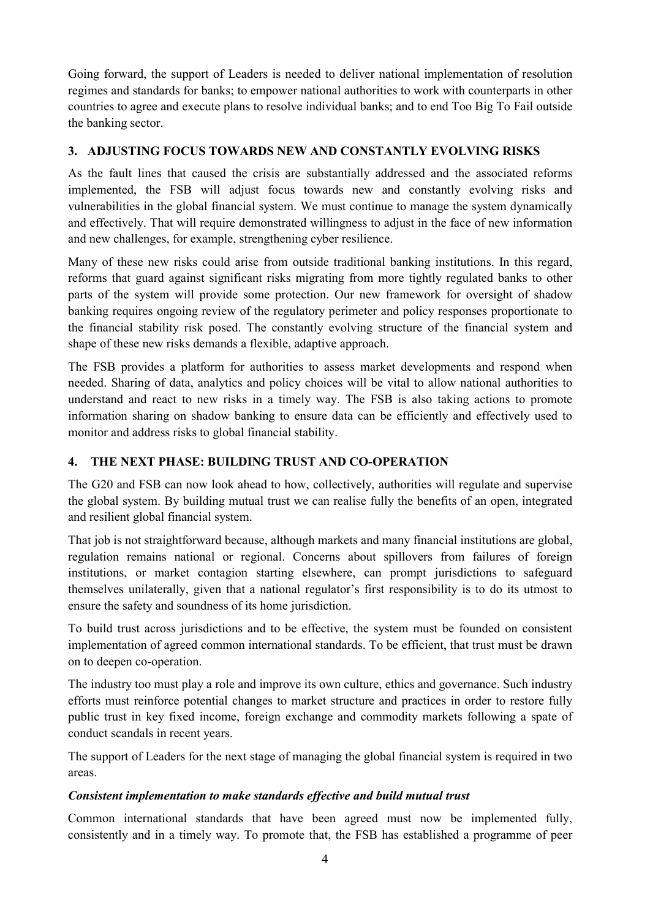Going forward, the support of Leaders is needed to deliver national implementation of resolution regimes and standards for banks; to empower national authorities to work with counterparts in other countries to agree and execute plans to resolve individual banks; and to end Too Big To Fail outside the banking sector.

## 3. ADJUSTING FOCUS TOWARDS NEW AND CONSTANTLY EVOLVING RISKS

As the fault lines that caused the crisis are substantially addressed and the associated reforms implemented, the FSB will adjust focus towards new and constantly evolving risks and vulnerabilities in the global financial system. We must continue to manage the system dynamically and effectively. That will require demonstrated willingness to adjust in the face of new information and new challenges, for example, strengthening cyber resilience.

Many of these new risks could arise from outside traditional banking institutions. In this regard, reforms that guard against significant risks migrating from more tightly regulated banks to other parts of the system will provide some protection. Our new framework for oversight of shadow banking requires ongoing review of the regulatory perimeter and policy responses proportionate to the financial stability risk posed. The constantly evolving structure of the financial system and shape of these new risks demands a flexible, adaptive approach.

The FSB provides a platform for authorities to assess market developments and respond when needed. Sharing of data, analytics and policy choices will be vital to allow national authorities to understand and react to new risks in a timely way. The FSB is also taking actions to promote information sharing on shadow banking to ensure data can be efficiently and effectively used to monitor and address risks to global financial stability.

## 4. THE NEXT PHASE: BUILDING TRUST AND CO-OPERATION

The G20 and FSB can now look ahead to how, collectively, authorities will regulate and supervise the global system. By building mutual trust we can realise fully the benefits of an open, integrated and resilient global financial system.

That job is not straightforward because, although markets and many financial institutions are global, regulation remains national or regional. Concerns about spillovers from failures of foreign institutions, or market contagion starting elsewhere, can prompt jurisdictions to safeguard themselves unilaterally, given that a national regulator's first responsibility is to do its utmost to ensure the safety and soundness of its home jurisdiction.

To build trust across jurisdictions and to be effective, the system must be founded on consistent implementation of agreed common international standards. To be efficient, that trust must be drawn on to deepen co-operation.

The industry too must play a role and improve its own culture, ethics and governance. Such industry efforts must reinforce potential changes to market structure and practices in order to restore fully public trust in key fixed income, foreign exchange and commodity markets following a spate of conduct scandals in recent years.

The support of Leaders for the next stage of managing the global financial system is required in two areas.

***Consistent implementation to make standards effective and build mutual trust***

Common international standards that have been agreed must now be implemented fully, consistently and in a timely way. To promote that, the FSB has established a programme of peer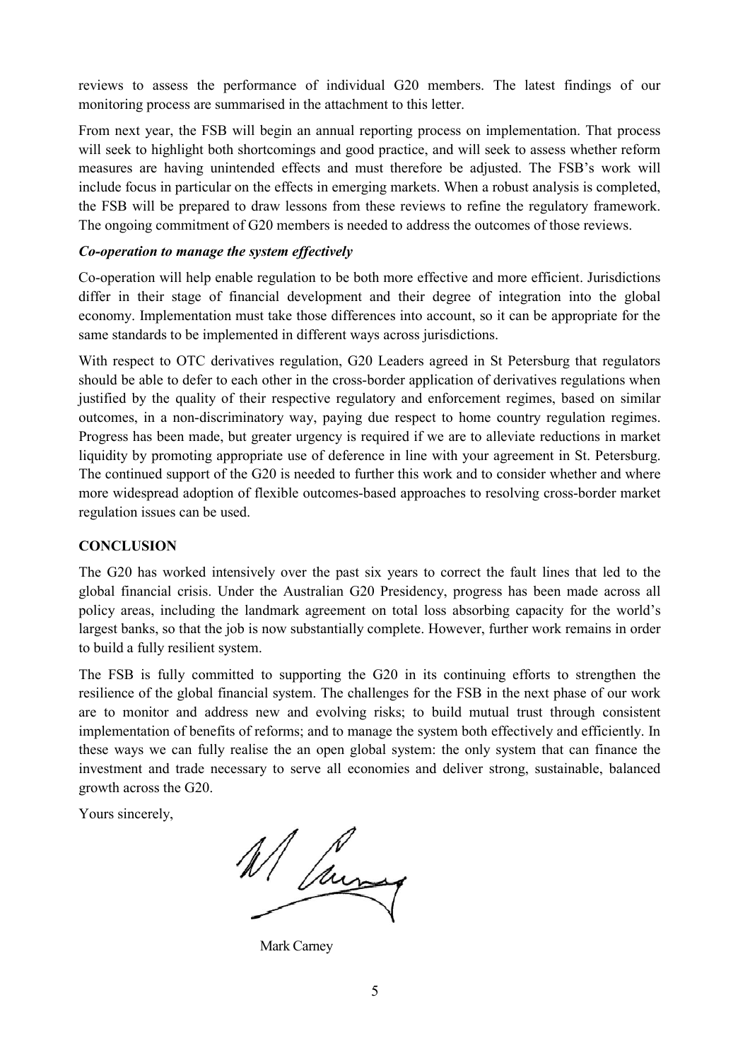reviews to assess the performance of individual G20 members. The latest findings of our monitoring process are summarised in the attachment to this letter.

From next year, the FSB will begin an annual reporting process on implementation. That process will seek to highlight both shortcomings and good practice, and will seek to assess whether reform measures are having unintended effects and must therefore be adjusted. The FSB's work will include focus in particular on the effects in emerging markets. When a robust analysis is completed, the FSB will be prepared to draw lessons from these reviews to refine the regulatory framework. The ongoing commitment of G20 members is needed to address the outcomes of those reviews.

***Co-operation to manage the system effectively***

Co-operation will help enable regulation to be both more effective and more efficient. Jurisdictions differ in their stage of financial development and their degree of integration into the global economy. Implementation must take those differences into account, so it can be appropriate for the same standards to be implemented in different ways across jurisdictions.

With respect to OTC derivatives regulation, G20 Leaders agreed in St Petersburg that regulators should be able to defer to each other in the cross-border application of derivatives regulations when justified by the quality of their respective regulatory and enforcement regimes, based on similar outcomes, in a non-discriminatory way, paying due respect to home country regulation regimes. Progress has been made, but greater urgency is required if we are to alleviate reductions in market liquidity by promoting appropriate use of deference in line with your agreement in St. Petersburg. The continued support of the G20 is needed to further this work and to consider whether and where more widespread adoption of flexible outcomes-based approaches to resolving cross-border market regulation issues can be used.

## CONCLUSION

The G20 has worked intensively over the past six years to correct the fault lines that led to the global financial crisis. Under the Australian G20 Presidency, progress has been made across all policy areas, including the landmark agreement on total loss absorbing capacity for the world's largest banks, so that the job is now substantially complete. However, further work remains in order to build a fully resilient system.

The FSB is fully committed to supporting the G20 in its continuing efforts to strengthen the resilience of the global financial system. The challenges for the FSB in the next phase of our work are to monitor and address new and evolving risks; to build mutual trust through consistent implementation of benefits of reforms; and to manage the system both effectively and efficiently. In these ways we can fully realise the an open global system: the only system that can finance the investment and trade necessary to serve all economies and deliver strong, sustainable, balanced growth across the G20.

Yours sincerely,

Mark Carney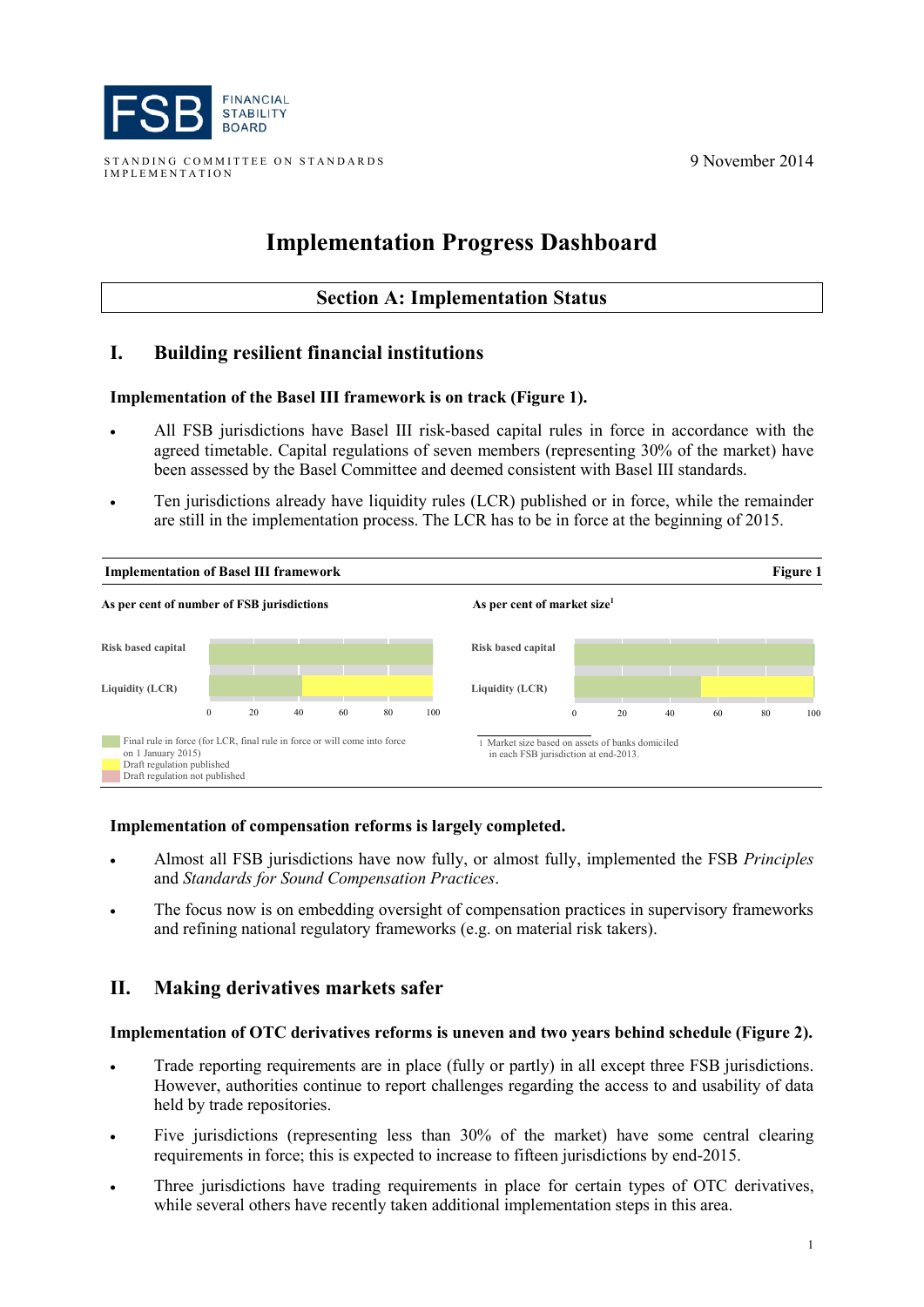FSB FINANCIAL STABILITY BOARD

STANDING COMMITTEE ON STANDARDS IMPLEMENTATION

9 November 2014

# Implementation Progress Dashboard

## Section A: Implementation Status

## I. Building resilient financial institutions

**Implementation of the Basel III framework is on track (Figure 1).**

- All FSB jurisdictions have Basel III risk-based capital rules in force in accordance with the agreed timetable. Capital regulations of seven members (representing 30% of the market) have been assessed by the Basel Committee and deemed consistent with Basel III standards.
- Ten jurisdictions already have liquidity rules (LCR) published or in force, while the remainder are still in the implementation process. The LCR has to be in force at the beginning of 2015.

**Implementation of Basel III framework** **Figure 1**

**As per cent of number of FSB jurisdictions**

Risk based capital

Liquidity (LCR)

0 20 40 60 80 100

**As per cent of market size**[1]

Risk based capital

Liquidity (LCR)

0 20 40 60 80 100

Final rule in force (for LCR, final rule in force or will come into force on 1 January 2015)
Draft regulation published
Draft regulation not published

1 Market size based on assets of banks domiciled in each FSB jurisdiction at end-2013.

**Implementation of compensation reforms is largely completed.**

- Almost all FSB jurisdictions have now fully, or almost fully, implemented the FSB *Principles* and *Standards for Sound Compensation Practices*.
- The focus now is on embedding oversight of compensation practices in supervisory frameworks and refining national regulatory frameworks (e.g. on material risk takers).

## II. Making derivatives markets safer

**Implementation of OTC derivatives reforms is uneven and two years behind schedule (Figure 2).**

- Trade reporting requirements are in place (fully or partly) in all except three FSB jurisdictions. However, authorities continue to report challenges regarding the access to and usability of data held by trade repositories.
- Five jurisdictions (representing less than 30% of the market) have some central clearing requirements in force; this is expected to increase to fifteen jurisdictions by end-2015.
- Three jurisdictions have trading requirements in place for certain types of OTC derivatives, while several others have recently taken additional implementation steps in this area.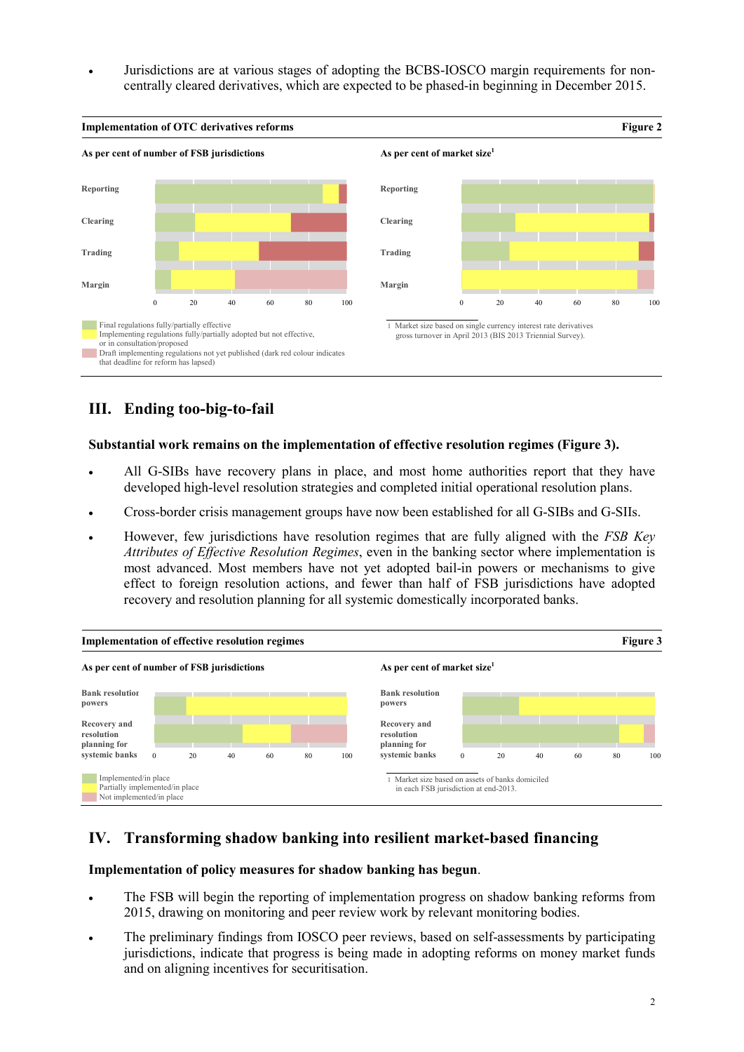- Jurisdictions are at various stages of adopting the BCBS-IOSCO margin requirements for non-centrally cleared derivatives, which are expected to be phased-in beginning in December 2015.

**Implementation of OTC derivatives reforms** — **Figure 2**

**As per cent of number of FSB jurisdictions**

Reporting, Clearing, Trading, Margin (0–100)

**As per cent of market size[1]**

Reporting, Clearing, Trading, Margin (0–100)

Final regulations fully/partially effective
Implementing regulations fully/partially adopted but not effective, or in consultation/proposed
Draft implementing regulations not yet published (dark red colour indicates that deadline for reform has lapsed)

1 Market size based on single currency interest rate derivatives gross turnover in April 2013 (BIS 2013 Triennial Survey).

## III. Ending too-big-to-fail

**Substantial work remains on the implementation of effective resolution regimes (Figure 3).**

- All G-SIBs have recovery plans in place, and most home authorities report that they have developed high-level resolution strategies and completed initial operational resolution plans.
- Cross-border crisis management groups have now been established for all G-SIBs and G-SIIs.
- However, few jurisdictions have resolution regimes that are fully aligned with the *FSB Key Attributes of Effective Resolution Regimes*, even in the banking sector where implementation is most advanced. Most members have not yet adopted bail-in powers or mechanisms to give effect to foreign resolution actions, and fewer than half of FSB jurisdictions have adopted recovery and resolution planning for all systemic domestically incorporated banks.

**Implementation of effective resolution regimes** — **Figure 3**

**As per cent of number of FSB jurisdictions**

Bank resolution powers; Recovery and resolution planning for systemic banks (0–100)

**As per cent of market size[1]**

Bank resolution powers; Recovery and resolution planning for systemic banks (0–100)

Implemented/in place
Partially implemented/in place
Not implemented/in place

1 Market size based on assets of banks domiciled in each FSB jurisdiction at end-2013.

## IV. Transforming shadow banking into resilient market-based financing

**Implementation of policy measures for shadow banking has begun**.

- The FSB will begin the reporting of implementation progress on shadow banking reforms from 2015, drawing on monitoring and peer review work by relevant monitoring bodies.
- The preliminary findings from IOSCO peer reviews, based on self-assessments by participating jurisdictions, indicate that progress is being made in adopting reforms on money market funds and on aligning incentives for securitisation.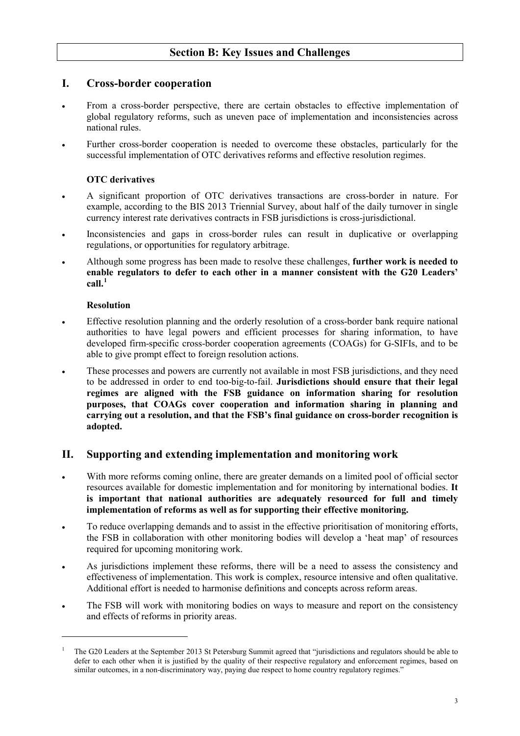## Section B: Key Issues and Challenges

## I. Cross-border cooperation

- From a cross-border perspective, there are certain obstacles to effective implementation of global regulatory reforms, such as uneven pace of implementation and inconsistencies across national rules.
- Further cross-border cooperation is needed to overcome these obstacles, particularly for the successful implementation of OTC derivatives reforms and effective resolution regimes.

### OTC derivatives

- A significant proportion of OTC derivatives transactions are cross-border in nature. For example, according to the BIS 2013 Triennial Survey, about half of the daily turnover in single currency interest rate derivatives contracts in FSB jurisdictions is cross-jurisdictional.
- Inconsistencies and gaps in cross-border rules can result in duplicative or overlapping regulations, or opportunities for regulatory arbitrage.
- Although some progress has been made to resolve these challenges, **further work is needed to enable regulators to defer to each other in a manner consistent with the G20 Leaders' call.**[1]

### Resolution

- Effective resolution planning and the orderly resolution of a cross-border bank require national authorities to have legal powers and efficient processes for sharing information, to have developed firm-specific cross-border cooperation agreements (COAGs) for G-SIFIs, and to be able to give prompt effect to foreign resolution actions.
- These processes and powers are currently not available in most FSB jurisdictions, and they need to be addressed in order to end too-big-to-fail. **Jurisdictions should ensure that their legal regimes are aligned with the FSB guidance on information sharing for resolution purposes, that COAGs cover cooperation and information sharing in planning and carrying out a resolution, and that the FSB's final guidance on cross-border recognition is adopted.**

## II. Supporting and extending implementation and monitoring work

- With more reforms coming online, there are greater demands on a limited pool of official sector resources available for domestic implementation and for monitoring by international bodies. **It is important that national authorities are adequately resourced for full and timely implementation of reforms as well as for supporting their effective monitoring.**
- To reduce overlapping demands and to assist in the effective prioritisation of monitoring efforts, the FSB in collaboration with other monitoring bodies will develop a 'heat map' of resources required for upcoming monitoring work.
- As jurisdictions implement these reforms, there will be a need to assess the consistency and effectiveness of implementation. This work is complex, resource intensive and often qualitative. Additional effort is needed to harmonise definitions and concepts across reform areas.
- The FSB will work with monitoring bodies on ways to measure and report on the consistency and effects of reforms in priority areas.

---

[1] The G20 Leaders at the September 2013 St Petersburg Summit agreed that "jurisdictions and regulators should be able to defer to each other when it is justified by the quality of their respective regulatory and enforcement regimes, based on similar outcomes, in a non-discriminatory way, paying due respect to home country regulatory regimes."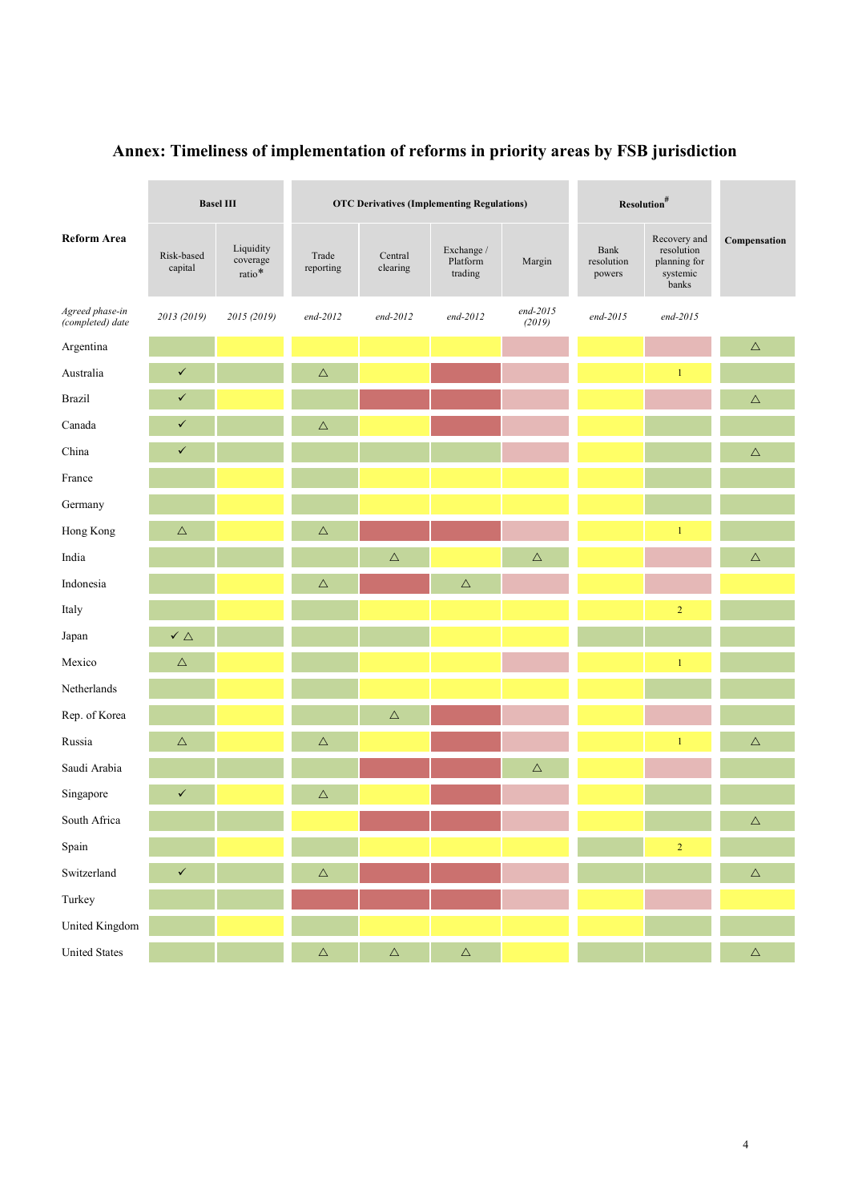# Annex: Timeliness of implementation of reforms in priority areas by FSB jurisdiction

| Reform Area | Basel III | | OTC Derivatives (Implementing Regulations) | | | | Resolution# | | Compensation |
|---|---|---|---|---|---|---|---|---|---|
| | Risk-based capital | Liquidity coverage ratio* | Trade reporting | Central clearing | Exchange / Platform trading | Margin | Bank resolution powers | Recovery and resolution planning for systemic banks | |
| *Agreed phase-in (completed) date* | *2013 (2019)* | *2015 (2019)* | *end-2012* | *end-2012* | *end-2012* | *end-2015 (2019)* | *end-2015* | *end-2015* | |
| Argentina | | | | | | | | | △ |
| Australia | ✓ | | △ | | | | | 1 | |
| Brazil | ✓ | | | | | | | | △ |
| Canada | ✓ | | △ | | | | | | |
| China | ✓ | | | | | | | | △ |
| France | | | | | | | | | |
| Germany | | | | | | | | | |
| Hong Kong | △ | | △ | | | | | 1 | |
| India | | | | △ | | △ | | | △ |
| Indonesia | | | △ | | △ | | | | |
| Italy | | | | | | | | 2 | |
| Japan | ✓ △ | | | | | | | | |
| Mexico | △ | | | | | | | 1 | |
| Netherlands | | | | | | | | | |
| Rep. of Korea | | | | △ | | | | | |
| Russia | △ | | △ | | | | | 1 | △ |
| Saudi Arabia | | | | | | △ | | | |
| Singapore | ✓ | | △ | | | | | | |
| South Africa | | | | | | | | | △ |
| Spain | | | | | | | | 2 | |
| Switzerland | ✓ | | △ | | | | | | △ |
| Turkey | | | | | | | | | |
| United Kingdom | | | | | | | | | |
| United States | | | △ | △ | △ | | | | △ |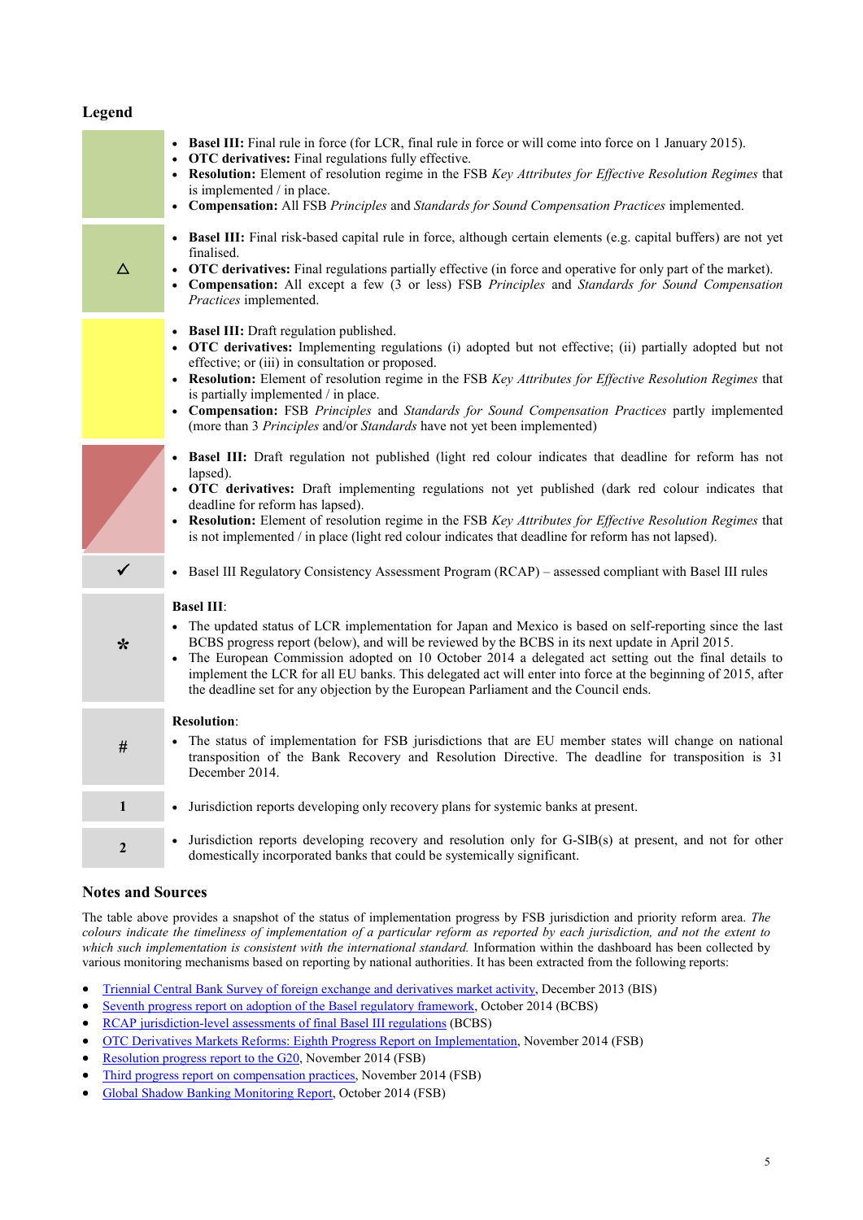## Legend

| | |
|---|---|
| | • **Basel III:** Final rule in force (for LCR, final rule in force or will come into force on 1 January 2015).<br>• **OTC derivatives:** Final regulations fully effective.<br>• **Resolution:** Element of resolution regime in the FSB *Key Attributes for Effective Resolution Regimes* that is implemented / in place.<br>• **Compensation:** All FSB *Principles* and *Standards for Sound Compensation Practices* implemented. |
| △ | • **Basel III:** Final risk-based capital rule in force, although certain elements (e.g. capital buffers) are not yet finalised.<br>• **OTC derivatives:** Final regulations partially effective (in force and operative for only part of the market).<br>• **Compensation:** All except a few (3 or less) FSB *Principles* and *Standards for Sound Compensation Practices* implemented. |
| | • **Basel III:** Draft regulation published.<br>• **OTC derivatives:** Implementing regulations (i) adopted but not effective; (ii) partially adopted but not effective; or (iii) in consultation or proposed.<br>• **Resolution:** Element of resolution regime in the FSB *Key Attributes for Effective Resolution Regimes* that is partially implemented / in place.<br>• **Compensation:** FSB *Principles* and *Standards for Sound Compensation Practices* partly implemented (more than 3 *Principles* and/or *Standards* have not yet been implemented) |
| | • **Basel III:** Draft regulation not published (light red colour indicates that deadline for reform has not lapsed).<br>• **OTC derivatives:** Draft implementing regulations not yet published (dark red colour indicates that deadline for reform has lapsed).<br>• **Resolution:** Element of resolution regime in the FSB *Key Attributes for Effective Resolution Regimes* that is not implemented / in place (light red colour indicates that deadline for reform has not lapsed). |
| ✓ | • Basel III Regulatory Consistency Assessment Program (RCAP) – assessed compliant with Basel III rules |
| * | **Basel III**:<br>• The updated status of LCR implementation for Japan and Mexico is based on self-reporting since the last BCBS progress report (below), and will be reviewed by the BCBS in its next update in April 2015.<br>• The European Commission adopted on 10 October 2014 a delegated act setting out the final details to implement the LCR for all EU banks. This delegated act will enter into force at the beginning of 2015, after the deadline set for any objection by the European Parliament and the Council ends. |
| # | **Resolution**:<br>• The status of implementation for FSB jurisdictions that are EU member states will change on national transposition of the Bank Recovery and Resolution Directive. The deadline for transposition is 31 December 2014. |
| 1 | • Jurisdiction reports developing only recovery plans for systemic banks at present. |
| 2 | • Jurisdiction reports developing recovery and resolution only for G-SIB(s) at present, and not for other domestically incorporated banks that could be systemically significant. |

## Notes and Sources

The table above provides a snapshot of the status of implementation progress by FSB jurisdiction and priority reform area. *The colours indicate the timeliness of implementation of a particular reform as reported by each jurisdiction, and not the extent to which such implementation is consistent with the international standard.* Information within the dashboard has been collected by various monitoring mechanisms based on reporting by national authorities. It has been extracted from the following reports:

- Triennial Central Bank Survey of foreign exchange and derivatives market activity, December 2013 (BIS)
- Seventh progress report on adoption of the Basel regulatory framework, October 2014 (BCBS)
- RCAP jurisdiction-level assessments of final Basel III regulations (BCBS)
- OTC Derivatives Markets Reforms: Eighth Progress Report on Implementation, November 2014 (FSB)
- Resolution progress report to the G20, November 2014 (FSB)
- Third progress report on compensation practices, November 2014 (FSB)
- Global Shadow Banking Monitoring Report, October 2014 (FSB)